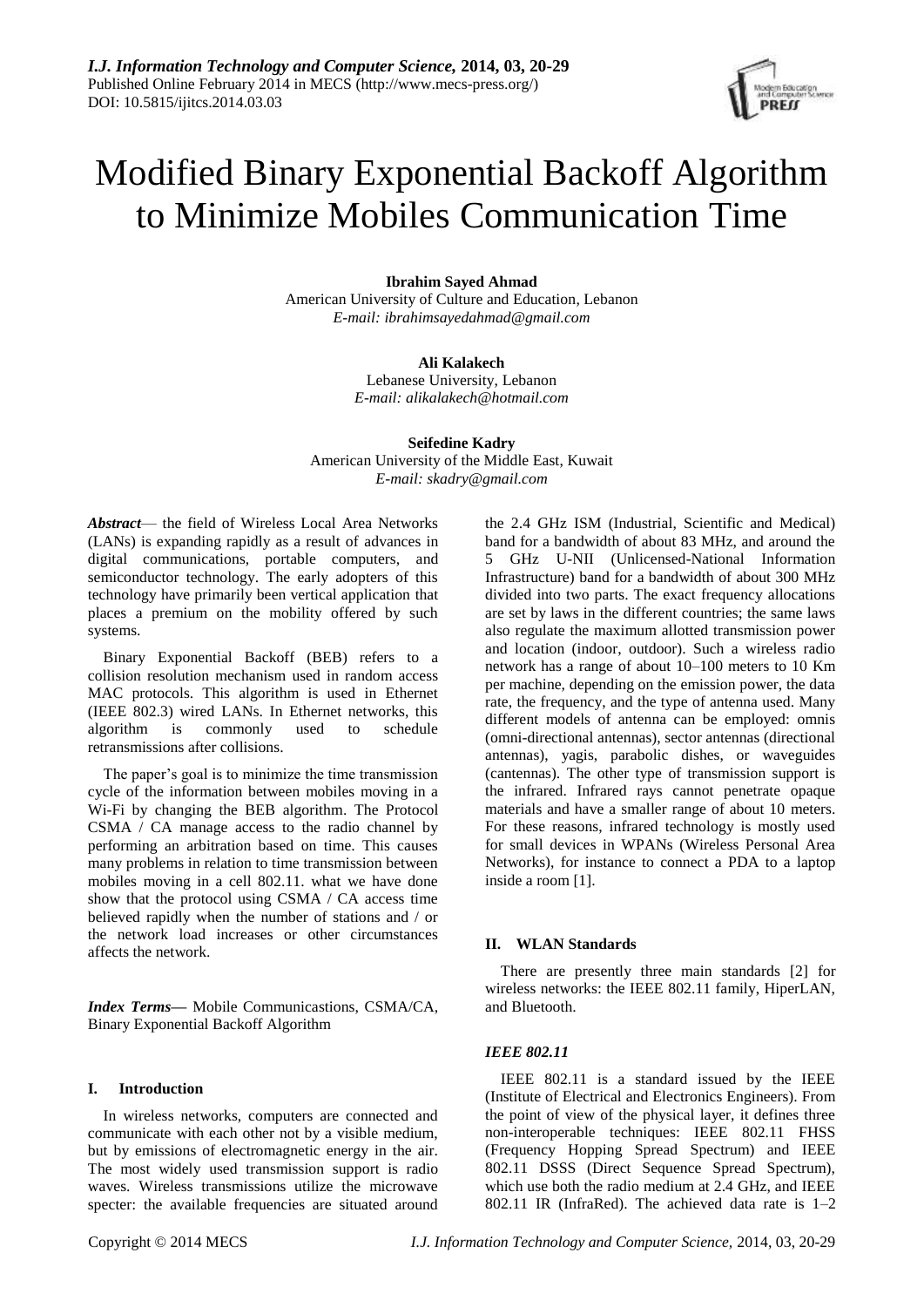# Modified Binary Exponential Backoff Algorithm to Minimize Mobiles Communication Time

**Ibrahim Sayed Ahmad**
American University of Culture and Education, Lebanon
*E-mail: ibrahimsayedahmad@gmail.com*

**Ali Kalakech**
Lebanese University, Lebanon
*E-mail: alikalakech@hotmail.com*

**Seifedine Kadry**
American University of the Middle East, Kuwait
*E-mail: skadry@gmail.com*

***Abstract***— the field of Wireless Local Area Networks (LANs) is expanding rapidly as a result of advances in digital communications, portable computers, and semiconductor technology. The early adopters of this technology have primarily been vertical application that places a premium on the mobility offered by such systems.

Binary Exponential Backoff (BEB) refers to a collision resolution mechanism used in random access MAC protocols. This algorithm is used in Ethernet (IEEE 802.3) wired LANs. In Ethernet networks, this algorithm is commonly used to schedule retransmissions after collisions.

The paper's goal is to minimize the time transmission cycle of the information between mobiles moving in a Wi-Fi by changing the BEB algorithm. The Protocol CSMA / CA manage access to the radio channel by performing an arbitration based on time. This causes many problems in relation to time transmission between mobiles moving in a cell 802.11. what we have done show that the protocol using CSMA / CA access time believed rapidly when the number of stations and / or the network load increases or other circumstances affects the network.

***Index Terms***— Mobile Communicastions, CSMA/CA, Binary Exponential Backoff Algorithm

## I. Introduction

In wireless networks, computers are connected and communicate with each other not by a visible medium, but by emissions of electromagnetic energy in the air. The most widely used transmission support is radio waves. Wireless transmissions utilize the microwave specter: the available frequencies are situated around the 2.4 GHz ISM (Industrial, Scientific and Medical) band for a bandwidth of about 83 MHz, and around the 5 GHz U-NII (Unlicensed-National Information Infrastructure) band for a bandwidth of about 300 MHz divided into two parts. The exact frequency allocations are set by laws in the different countries; the same laws also regulate the maximum allotted transmission power and location (indoor, outdoor). Such a wireless radio network has a range of about 10–100 meters to 10 Km per machine, depending on the emission power, the data rate, the frequency, and the type of antenna used. Many different models of antenna can be employed: omnis (omni-directional antennas), sector antennas (directional antennas), yagis, parabolic dishes, or waveguides (cantennas). The other type of transmission support is the infrared. Infrared rays cannot penetrate opaque materials and have a smaller range of about 10 meters. For these reasons, infrared technology is mostly used for small devices in WPANs (Wireless Personal Area Networks), for instance to connect a PDA to a laptop inside a room [1].

## II. WLAN Standards

There are presently three main standards [2] for wireless networks: the IEEE 802.11 family, HiperLAN, and Bluetooth.

### *IEEE 802.11*

IEEE 802.11 is a standard issued by the IEEE (Institute of Electrical and Electronics Engineers). From the point of view of the physical layer, it defines three non-interoperable techniques: IEEE 802.11 FHSS (Frequency Hopping Spread Spectrum) and IEEE 802.11 DSSS (Direct Sequence Spread Spectrum), which use both the radio medium at 2.4 GHz, and IEEE 802.11 IR (InfraRed). The achieved data rate is 1–2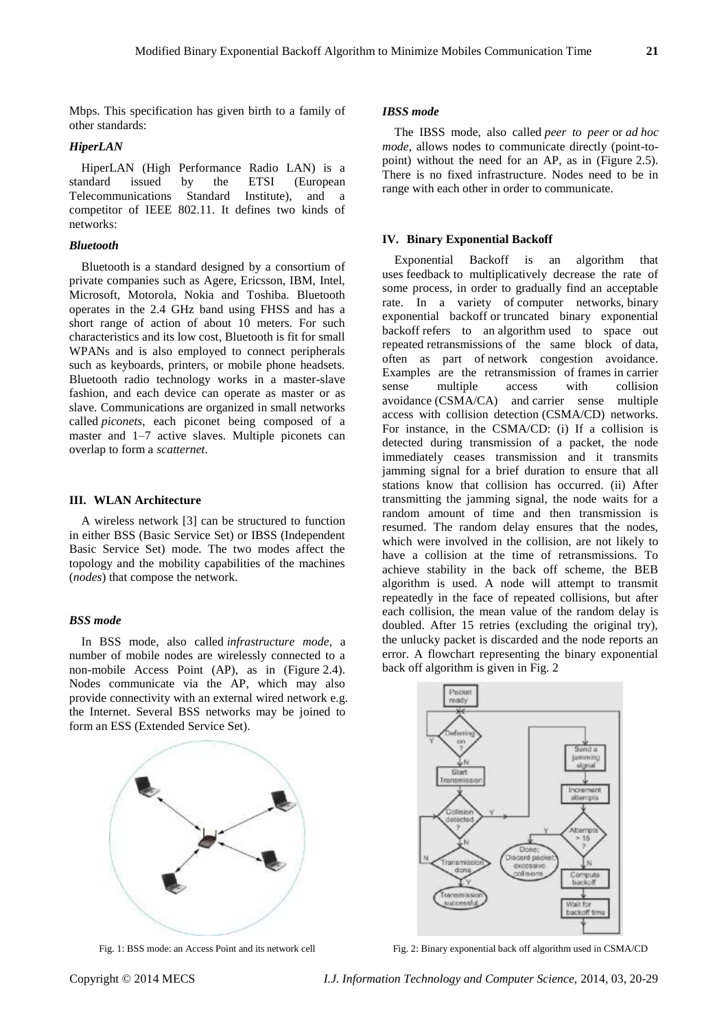Mbps. This specification has given birth to a family of other standards:

### *HiperLAN*

HiperLAN (High Performance Radio LAN) is a standard issued by the ETSI (European Telecommunications Standard Institute), and a competitor of IEEE 802.11. It defines two kinds of networks:

### *Bluetooth*

Bluetooth is a standard designed by a consortium of private companies such as Agere, Ericsson, IBM, Intel, Microsoft, Motorola, Nokia and Toshiba. Bluetooth operates in the 2.4 GHz band using FHSS and has a short range of action of about 10 meters. For such characteristics and its low cost, Bluetooth is fit for small WPANs and is also employed to connect peripherals such as keyboards, printers, or mobile phone headsets. Bluetooth radio technology works in a master-slave fashion, and each device can operate as master or as slave. Communications are organized in small networks called *piconets*, each piconet being composed of a master and 1–7 active slaves. Multiple piconets can overlap to form a *scatternet*.

## III. WLAN Architecture

A wireless network [3] can be structured to function in either BSS (Basic Service Set) or IBSS (Independent Basic Service Set) mode. The two modes affect the topology and the mobility capabilities of the machines (*nodes*) that compose the network.

### *BSS mode*

In BSS mode, also called *infrastructure mode*, a number of mobile nodes are wirelessly connected to a non-mobile Access Point (AP), as in (Figure 2.4). Nodes communicate via the AP, which may also provide connectivity with an external wired network e.g. the Internet. Several BSS networks may be joined to form an ESS (Extended Service Set).

Fig. 1: BSS mode: an Access Point and its network cell

### *IBSS mode*

The IBSS mode, also called *peer to peer* or *ad hoc mode*, allows nodes to communicate directly (point-to-point) without the need for an AP, as in (Figure 2.5). There is no fixed infrastructure. Nodes need to be in range with each other in order to communicate.

## IV. Binary Exponential Backoff

Exponential Backoff is an algorithm that uses feedback to multiplicatively decrease the rate of some process, in order to gradually find an acceptable rate. In a variety of computer networks, binary exponential backoff or truncated binary exponential backoff refers to an algorithm used to space out repeated retransmissions of the same block of data, often as part of network congestion avoidance. Examples are the retransmission of frames in carrier sense multiple access with collision avoidance (CSMA/CA) and carrier sense multiple access with collision detection (CSMA/CD) networks. For instance, in the CSMA/CD: (i) If a collision is detected during transmission of a packet, the node immediately ceases transmission and it transmits jamming signal for a brief duration to ensure that all stations know that collision has occurred. (ii) After transmitting the jamming signal, the node waits for a random amount of time and then transmission is resumed. The random delay ensures that the nodes, which were involved in the collision, are not likely to have a collision at the time of retransmissions. To achieve stability in the back off scheme, the BEB algorithm is used. A node will attempt to transmit repeatedly in the face of repeated collisions, but after each collision, the mean value of the random delay is doubled. After 15 retries (excluding the original try), the unlucky packet is discarded and the node reports an error. A flowchart representing the binary exponential back off algorithm is given in Fig. 2

Fig. 2: Binary exponential back off algorithm used in CSMA/CD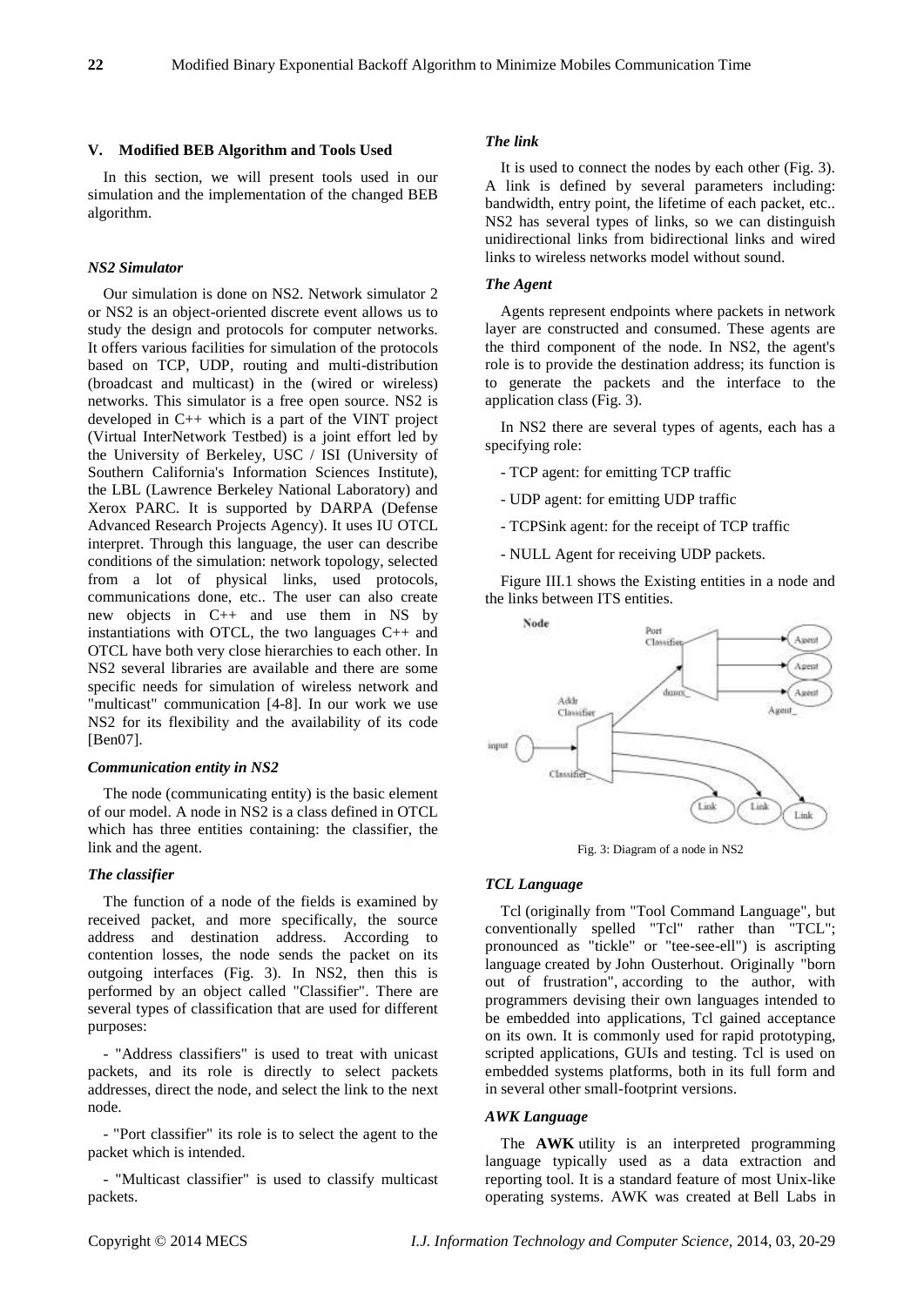## V. Modified BEB Algorithm and Tools Used

In this section, we will present tools used in our simulation and the implementation of the changed BEB algorithm.

### *NS2 Simulator*

Our simulation is done on NS2. Network simulator 2 or NS2 is an object-oriented discrete event allows us to study the design and protocols for computer networks. It offers various facilities for simulation of the protocols based on TCP, UDP, routing and multi-distribution (broadcast and multicast) in the (wired or wireless) networks. This simulator is a free open source. NS2 is developed in C++ which is a part of the VINT project (Virtual InterNetwork Testbed) is a joint effort led by the University of Berkeley, USC / ISI (University of Southern California's Information Sciences Institute), the LBL (Lawrence Berkeley National Laboratory) and Xerox PARC. It is supported by DARPA (Defense Advanced Research Projects Agency). It uses IU OTCL interpret. Through this language, the user can describe conditions of the simulation: network topology, selected from a lot of physical links, used protocols, communications done, etc.. The user can also create new objects in C++ and use them in NS by instantiations with OTCL, the two languages C++ and OTCL have both very close hierarchies to each other. In NS2 several libraries are available and there are some specific needs for simulation of wireless network and "multicast" communication [4-8]. In our work we use NS2 for its flexibility and the availability of its code [Ben07].

### *Communication entity in NS2*

The node (communicating entity) is the basic element of our model. A node in NS2 is a class defined in OTCL which has three entities containing: the classifier, the link and the agent.

### *The classifier*

The function of a node of the fields is examined by received packet, and more specifically, the source address and destination address. According to contention losses, the node sends the packet on its outgoing interfaces (Fig. 3). In NS2, then this is performed by an object called "Classifier". There are several types of classification that are used for different purposes:

- "Address classifiers" is used to treat with unicast packets, and its role is directly to select packets addresses, direct the node, and select the link to the next node.

- "Port classifier" its role is to select the agent to the packet which is intended.

- "Multicast classifier" is used to classify multicast packets.

### *The link*

It is used to connect the nodes by each other (Fig. 3). A link is defined by several parameters including: bandwidth, entry point, the lifetime of each packet, etc.. NS2 has several types of links, so we can distinguish unidirectional links from bidirectional links and wired links to wireless networks model without sound.

### *The Agent*

Agents represent endpoints where packets in network layer are constructed and consumed. These agents are the third component of the node. In NS2, the agent's role is to provide the destination address; its function is to generate the packets and the interface to the application class (Fig. 3).

In NS2 there are several types of agents, each has a specifying role:

- TCP agent: for emitting TCP traffic

- UDP agent: for emitting UDP traffic

- TCPSink agent: for the receipt of TCP traffic

- NULL Agent for receiving UDP packets.

Figure III.1 shows the Existing entities in a node and the links between ITS entities.

Fig. 3: Diagram of a node in NS2

### *TCL Language*

Tcl (originally from "Tool Command Language", but conventionally spelled "Tcl" rather than "TCL"; pronounced as "tickle" or "tee-see-ell") is ascripting language created by John Ousterhout. Originally "born out of frustration", according to the author, with programmers devising their own languages intended to be embedded into applications, Tcl gained acceptance on its own. It is commonly used for rapid prototyping, scripted applications, GUIs and testing. Tcl is used on embedded systems platforms, both in its full form and in several other small-footprint versions.

### *AWK Language*

The **AWK** utility is an interpreted programming language typically used as a data extraction and reporting tool. It is a standard feature of most Unix-like operating systems. AWK was created at Bell Labs in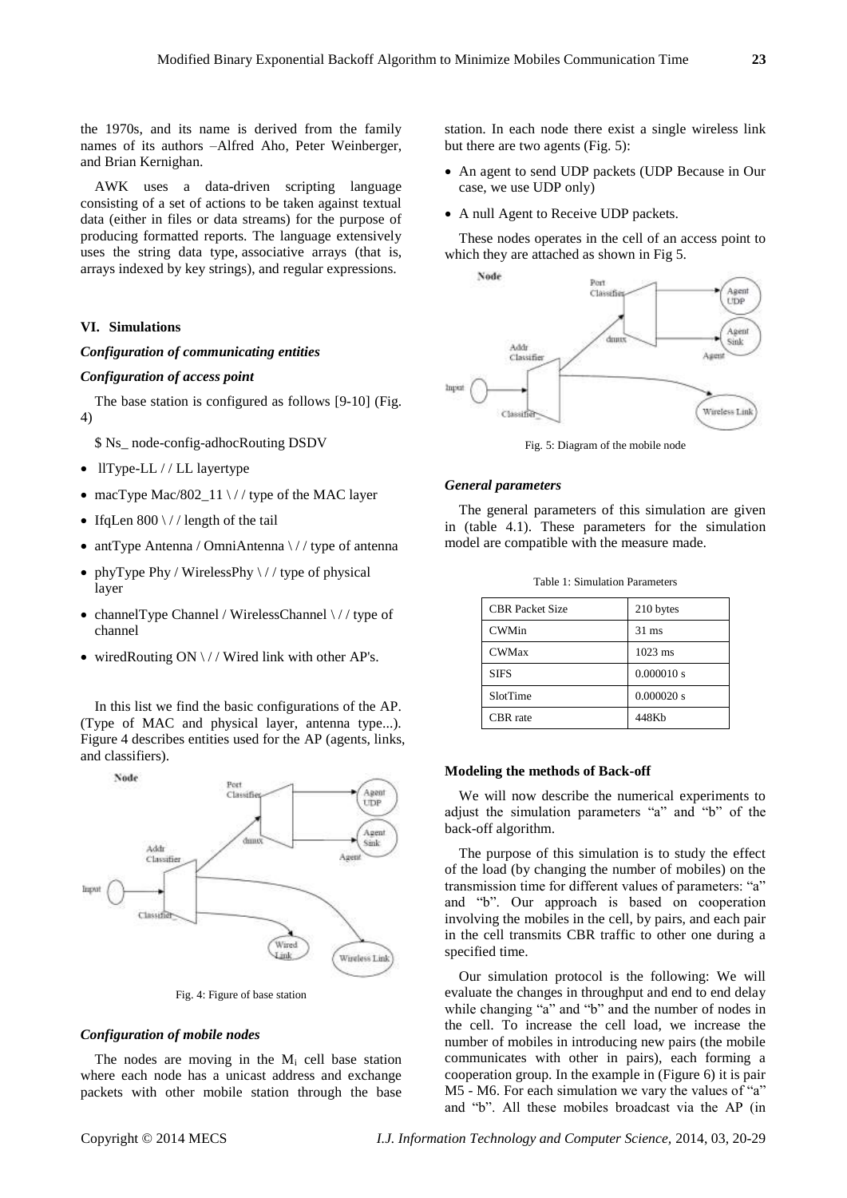the 1970s, and its name is derived from the family names of its authors –Alfred Aho, Peter Weinberger, and Brian Kernighan.

AWK uses a data-driven scripting language consisting of a set of actions to be taken against textual data (either in files or data streams) for the purpose of producing formatted reports. The language extensively uses the string data type, associative arrays (that is, arrays indexed by key strings), and regular expressions.

## VI. Simulations

### *Configuration of communicating entities*

### *Configuration of access point*

The base station is configured as follows [9-10] (Fig. 4)

$ Ns_ node-config-adhocRouting DSDV

- llType-LL / / LL layertype
- macType Mac/802_11 \ / / type of the MAC layer
- IfqLen 800 \ / / length of the tail
- antType Antenna / OmniAntenna \ / / type of antenna
- phyType Phy / WirelessPhy \ / / type of physical layer
- channelType Channel / WirelessChannel \ / / type of channel
- wiredRouting ON \ / / Wired link with other AP's.

In this list we find the basic configurations of the AP. (Type of MAC and physical layer, antenna type...). Figure 4 describes entities used for the AP (agents, links, and classifiers).

Fig. 4: Figure of base station

### *Configuration of mobile nodes*

The nodes are moving in the $M_i$ cell base station where each node has a unicast address and exchange packets with other mobile station through the base station. In each node there exist a single wireless link but there are two agents (Fig. 5):

- An agent to send UDP packets (UDP Because in Our case, we use UDP only)
- A null Agent to Receive UDP packets.

These nodes operates in the cell of an access point to which they are attached as shown in Fig 5.

Fig. 5: Diagram of the mobile node

### *General parameters*

The general parameters of this simulation are given in (table 4.1). These parameters for the simulation model are compatible with the measure made.

Table 1: Simulation Parameters

| CBR Packet Size | 210 bytes |
|---|---|
| CWMin | 31 ms |
| CWMax | 1023 ms |
| SIFS | 0.000010 s |
| SlotTime | 0.000020 s |
| CBR rate | 448Kb |

### **Modeling the methods of Back-off**

We will now describe the numerical experiments to adjust the simulation parameters "a" and "b" of the back-off algorithm.

The purpose of this simulation is to study the effect of the load (by changing the number of mobiles) on the transmission time for different values of parameters: "a" and "b". Our approach is based on cooperation involving the mobiles in the cell, by pairs, and each pair in the cell transmits CBR traffic to other one during a specified time.

Our simulation protocol is the following: We will evaluate the changes in throughput and end to end delay while changing "a" and "b" and the number of nodes in the cell. To increase the cell load, we increase the number of mobiles in introducing new pairs (the mobile communicates with other in pairs), each forming a cooperation group. In the example in (Figure 6) it is pair M5 - M6. For each simulation we vary the values of "a" and "b". All these mobiles broadcast via the AP (in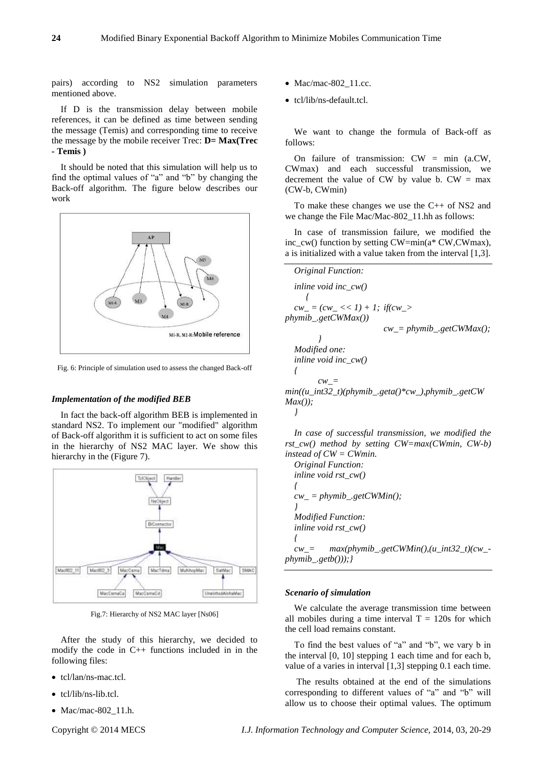pairs) according to NS2 simulation parameters mentioned above.

If D is the transmission delay between mobile references, it can be defined as time between sending the message (Temis) and corresponding time to receive the message by the mobile receiver Trec: **D= Max(Trec - Temis )**

It should be noted that this simulation will help us to find the optimal values of "a" and "b" by changing the Back-off algorithm. The figure below describes our work

Fig. 6: Principle of simulation used to assess the changed Back-off

### *Implementation of the modified BEB*

In fact the back-off algorithm BEB is implemented in standard NS2. To implement our "modified" algorithm of Back-off algorithm it is sufficient to act on some files in the hierarchy of NS2 MAC layer. We show this hierarchy in the (Figure 7).

Fig.7: Hierarchy of NS2 MAC layer [Ns06]

After the study of this hierarchy, we decided to modify the code in C++ functions included in in the following files:

- tcl/lan/ns-mac.tcl.
- tcl/lib/ns-lib.tcl.
- Mac/mac-802_11.h.
- Mac/mac-802_11.cc.
- tcl/lib/ns-default.tcl.

We want to change the formula of Back-off as follows:

On failure of transmission: CW = min (a.CW, CWmax) and each successful transmission, we decrement the value of CW by value b. CW = max (CW-b, CWmin)

To make these changes we use the C++ of NS2 and we change the File Mac/Mac-802_11.hh as follows:

In case of transmission failure, we modified the inc_cw() function by setting CW=min(a* CW,CWmax), a is initialized with a value taken from the interval [1,3].

*Original Function:*

```
inline void inc_cw()
    {
cw_ = (cw_ << 1) + 1; if(cw_>
phymib_.getCWMax())
                        cw_= phymib_.getCWMax();
        }
```

*Modified one:*

```
inline void inc_cw()
{
        cw_=
min((u_int32_t)(phymib_.geta()*cw_),phymib_.getCW
Max());
}
```

*In case of successful transmission, we modified the rst_cw() method by setting CW=max(CWmin, CW-b) instead of CW = CWmin.*

*Original Function:*

```
inline void rst_cw()
{
cw_ = phymib_.getCWMin();
}
```

*Modified Function:*

```
inline void rst_cw()
{
cw_=    max(phymib_.getCWMin(),(u_int32_t)(cw_-
phymib_.getb()));}
```

### *Scenario of simulation*

We calculate the average transmission time between all mobiles during a time interval T = 120s for which the cell load remains constant.

To find the best values of "a" and "b", we vary b in the interval [0, 10] stepping 1 each time and for each b, value of a varies in interval [1,3] stepping 0.1 each time.

The results obtained at the end of the simulations corresponding to different values of "a" and "b" will allow us to choose their optimal values. The optimum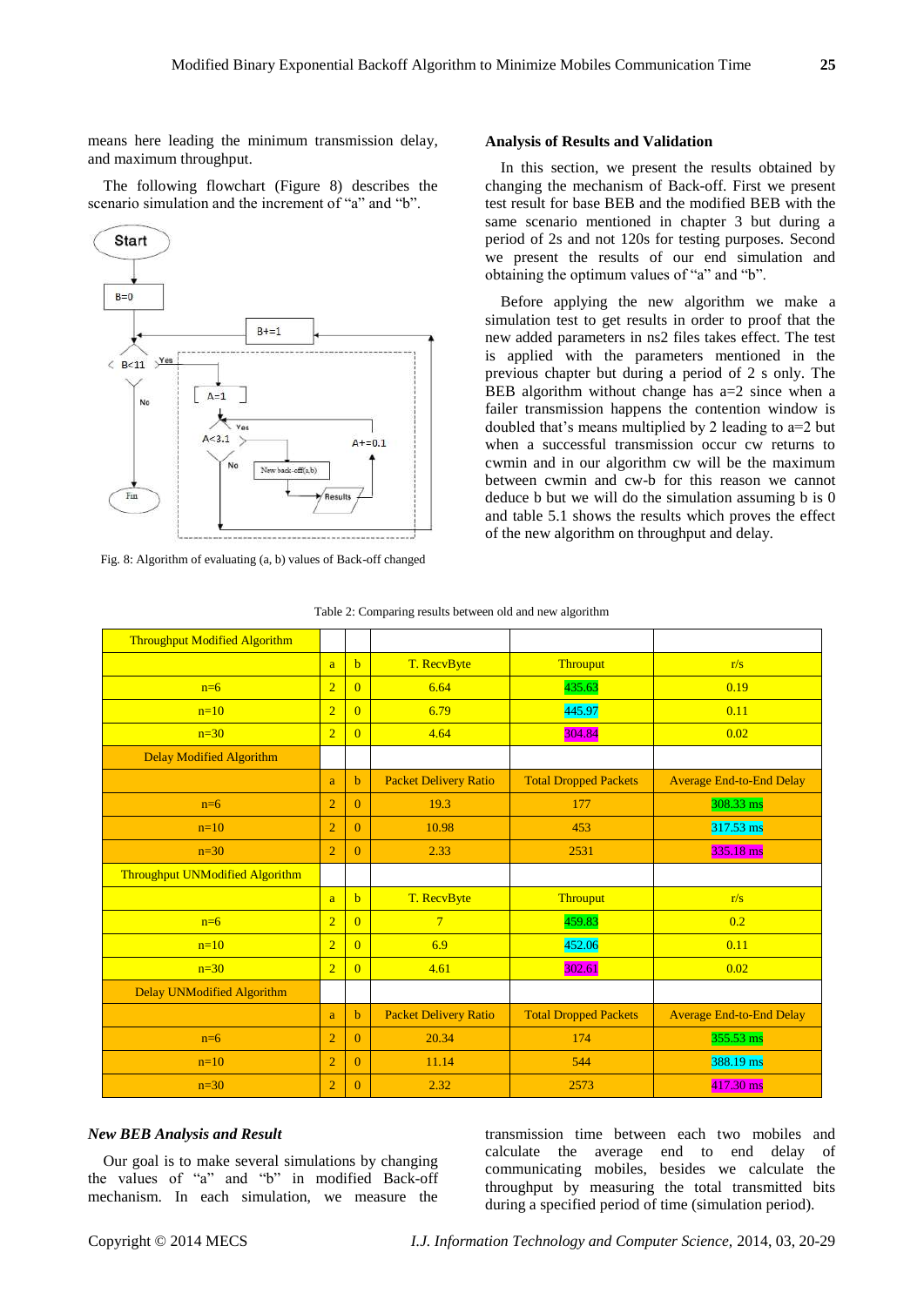means here leading the minimum transmission delay, and maximum throughput.

The following flowchart (Figure 8) describes the scenario simulation and the increment of “a” and “b”.

Fig. 8: Algorithm of evaluating (a, b) values of Back-off changed

### Analysis of Results and Validation

In this section, we present the results obtained by changing the mechanism of Back-off. First we present test result for base BEB and the modified BEB with the same scenario mentioned in chapter 3 but during a period of 2s and not 120s for testing purposes. Second we present the results of our end simulation and obtaining the optimum values of “a” and “b”.

Before applying the new algorithm we make a simulation test to get results in order to proof that the new added parameters in ns2 files takes effect. The test is applied with the parameters mentioned in the previous chapter but during a period of 2 s only. The BEB algorithm without change has a=2 since when a failer transmission happens the contention window is doubled that’s means multiplied by 2 leading to a=2 but when a successful transmission occur cw returns to cwmin and in our algorithm cw will be the maximum between cwmin and cw-b for this reason we cannot deduce b but we will do the simulation assuming b is 0 and table 5.1 shows the results which proves the effect of the new algorithm on throughput and delay.

Table 2: Comparing results between old and new algorithm

| Throughput Modified Algorithm | | | | | |
|---|---|---|---|---|---|
| | a | b | T. RecvByte | Throuput | r/s |
| n=6 | 2 | 0 | 6.64 | 435.63 | 0.19 |
| n=10 | 2 | 0 | 6.79 | 445.97 | 0.11 |
| n=30 | 2 | 0 | 4.64 | 304.84 | 0.02 |
| Delay Modified Algorithm | | | | | |
| | a | b | Packet Delivery Ratio | Total Dropped Packets | Average End-to-End Delay |
| n=6 | 2 | 0 | 19.3 | 177 | 308.33 ms |
| n=10 | 2 | 0 | 10.98 | 453 | 317.53 ms |
| n=30 | 2 | 0 | 2.33 | 2531 | 335.18 ms |
| Throughput UNModified Algorithm | | | | | |
| | a | b | T. RecvByte | Throuput | r/s |
| n=6 | 2 | 0 | 7 | 459.83 | 0.2 |
| n=10 | 2 | 0 | 6.9 | 452.06 | 0.11 |
| n=30 | 2 | 0 | 4.61 | 302.61 | 0.02 |
| Delay UNModified Algorithm | | | | | |
| | a | b | Packet Delivery Ratio | Total Dropped Packets | Average End-to-End Delay |
| n=6 | 2 | 0 | 20.34 | 174 | 355.53 ms |
| n=10 | 2 | 0 | 11.14 | 544 | 388.19 ms |
| n=30 | 2 | 0 | 2.32 | 2573 | 417.30 ms |

### *New BEB Analysis and Result*

Our goal is to make several simulations by changing the values of “a” and “b” in modified Back-off mechanism. In each simulation, we measure the transmission time between each two mobiles and calculate the average end to end delay of communicating mobiles, besides we calculate the throughput by measuring the total transmitted bits during a specified period of time (simulation period).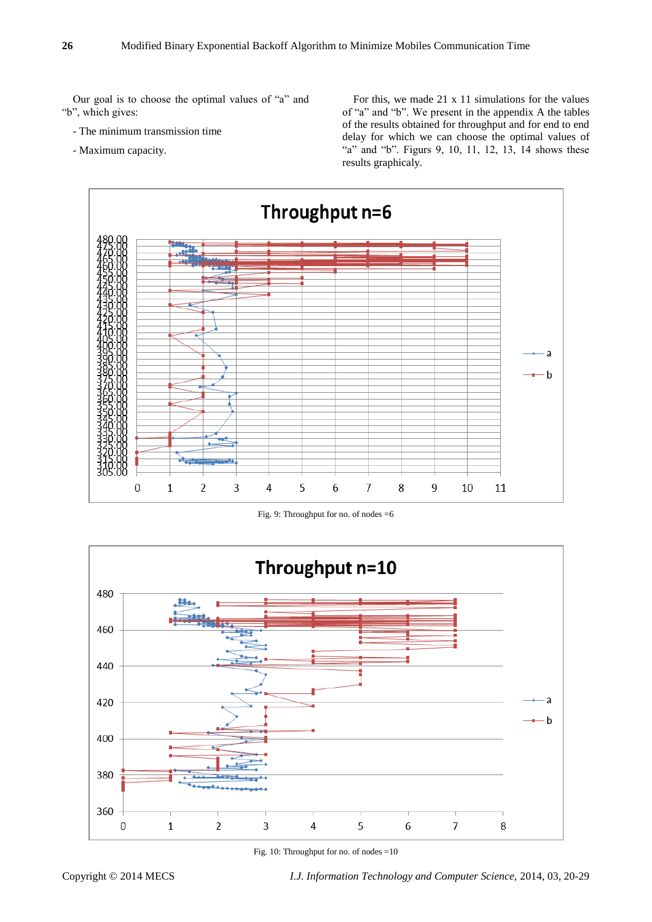Our goal is to choose the optimal values of "a" and "b", which gives:

- The minimum transmission time
- Maximum capacity.

For this, we made 21 x 11 simulations for the values of "a" and "b". We present in the appendix A the tables of the results obtained for throughput and for end to end delay for which we can choose the optimal values of "a" and "b". Figurs 9, 10, 11, 12, 13, 14 shows these results graphicaly.

Fig. 9: Throughput for no. of nodes =6

Fig. 10: Throughput for no. of nodes =10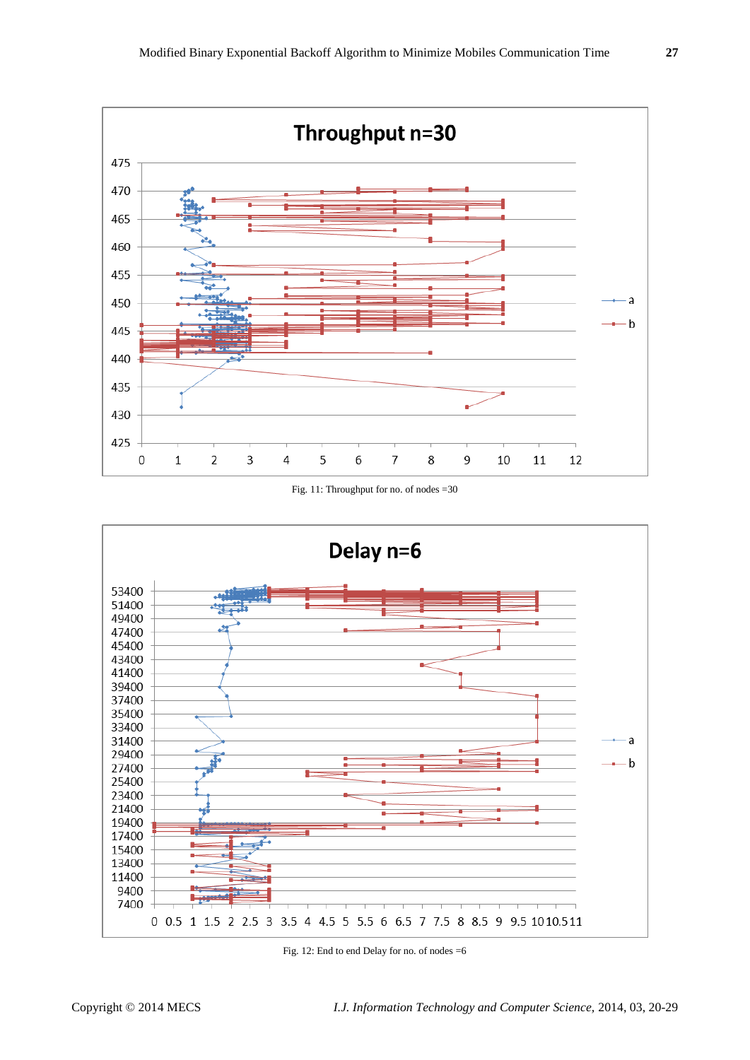Fig. 11: Throughput for no. of nodes =30

Fig. 12: End to end Delay for no. of nodes =6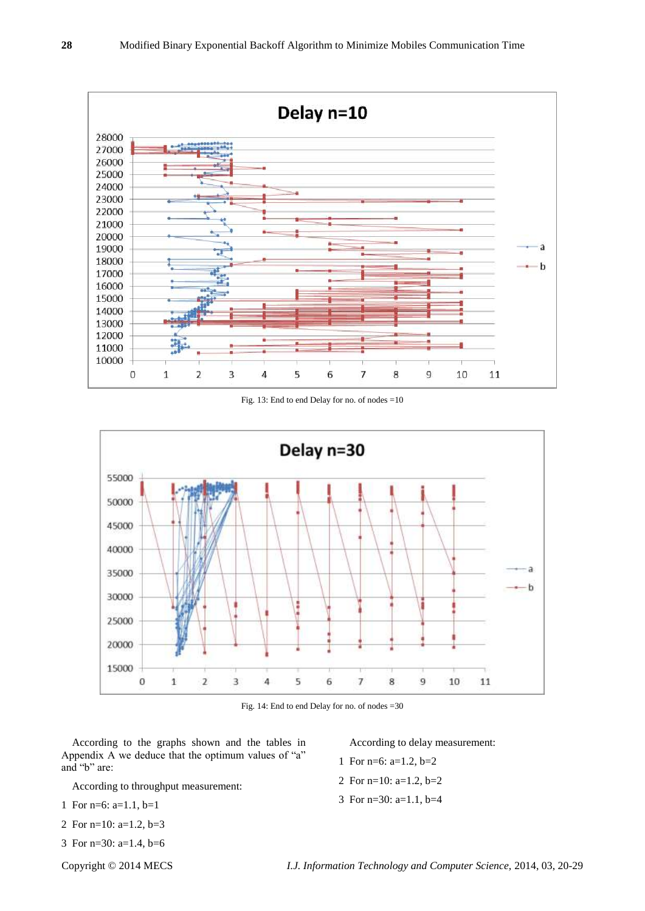Fig. 13: End to end Delay for no. of nodes =10

Fig. 14: End to end Delay for no. of nodes =30

According to the graphs shown and the tables in Appendix A we deduce that the optimum values of “a” and “b” are:

According to throughput measurement:

1. For n=6: a=1.1, b=1
2. For n=10: a=1.2, b=3
3. For n=30: a=1.4, b=6

According to delay measurement:

1. For n=6: a=1.2, b=2
2. For n=10: a=1.2, b=2
3. For n=30: a=1.1, b=4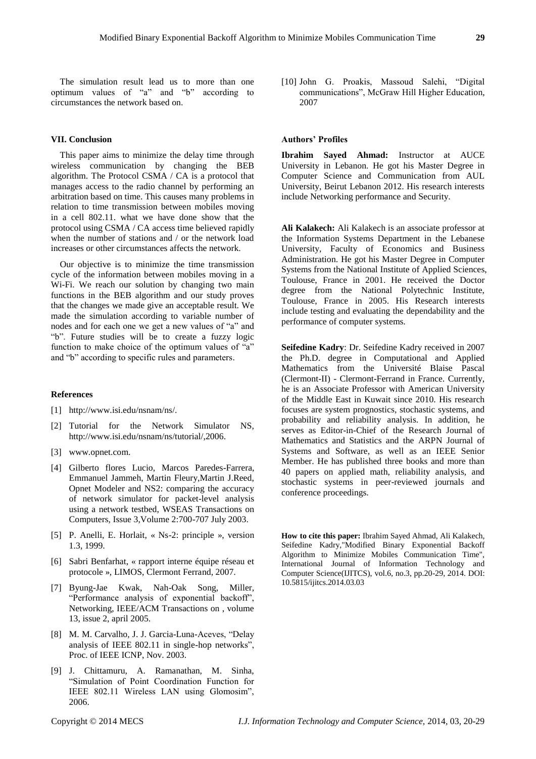The simulation result lead us to more than one optimum values of "a" and "b" according to circumstances the network based on.

### VII. Conclusion

This paper aims to minimize the delay time through wireless communication by changing the BEB algorithm. The Protocol CSMA / CA is a protocol that manages access to the radio channel by performing an arbitration based on time. This causes many problems in relation to time transmission between mobiles moving in a cell 802.11. what we have done show that the protocol using CSMA / CA access time believed rapidly when the number of stations and / or the network load increases or other circumstances affects the network.

Our objective is to minimize the time transmission cycle of the information between mobiles moving in a Wi-Fi. We reach our solution by changing two main functions in the BEB algorithm and our study proves that the changes we made give an acceptable result. We made the simulation according to variable number of nodes and for each one we get a new values of "a" and "b". Future studies will be to create a fuzzy logic function to make choice of the optimum values of "a" and "b" according to specific rules and parameters.

### References

[1] http://www.isi.edu/nsnam/ns/.

[2] Tutorial for the Network Simulator NS, http://www.isi.edu/nsnam/ns/tutorial/,2006.

[3] www.opnet.com.

[4] Gilberto flores Lucio, Marcos Paredes-Farrera, Emmanuel Jammeh, Martin Fleury,Martin J.Reed, Opnet Modeler and NS2: comparing the accuracy of network simulator for packet-level analysis using a network testbed, WSEAS Transactions on Computers, Issue 3,Volume 2:700-707 July 2003.

[5] P. Anelli, E. Horlait, « Ns-2: principle », version 1.3, 1999.

[6] Sabri Benfarhat, « rapport interne équipe réseau et protocole », LIMOS, Clermont Ferrand, 2007.

[7] Byung-Jae Kwak, Nah-Oak Song, Miller, "Performance analysis of exponential backoff", Networking, IEEE/ACM Transactions on , volume 13, issue 2, april 2005.

[8] M. M. Carvalho, J. J. Garcia-Luna-Aceves, "Delay analysis of IEEE 802.11 in single-hop networks", Proc. of IEEE ICNP, Nov. 2003.

[9] J. Chittamuru, A. Ramanathan, M. Sinha, "Simulation of Point Coordination Function for IEEE 802.11 Wireless LAN using Glomosim", 2006.

[10] John G. Proakis, Massoud Salehi, "Digital communications", McGraw Hill Higher Education, 2007

### Authors' Profiles

**Ibrahim Sayed Ahmad:** Instructor at AUCE University in Lebanon. He got his Master Degree in Computer Science and Communication from AUL University, Beirut Lebanon 2012. His research interests include Networking performance and Security.

**Ali Kalakech:** Ali Kalakech is an associate professor at the Information Systems Department in the Lebanese University, Faculty of Economics and Business Administration. He got his Master Degree in Computer Systems from the National Institute of Applied Sciences, Toulouse, France in 2001. He received the Doctor degree from the National Polytechnic Institute, Toulouse, France in 2005. His Research interests include testing and evaluating the dependability and the performance of computer systems.

**Seifedine Kadry**: Dr. Seifedine Kadry received in 2007 the Ph.D. degree in Computational and Applied Mathematics from the Université Blaise Pascal (Clermont-II) - Clermont-Ferrand in France. Currently, he is an Associate Professor with American University of the Middle East in Kuwait since 2010. His research focuses are system prognostics, stochastic systems, and probability and reliability analysis. In addition, he serves as Editor-in-Chief of the Research Journal of Mathematics and Statistics and the ARPN Journal of Systems and Software, as well as an IEEE Senior Member. He has published three books and more than 40 papers on applied math, reliability analysis, and stochastic systems in peer-reviewed journals and conference proceedings.

**How to cite this paper:** Ibrahim Sayed Ahmad, Ali Kalakech, Seifedine Kadry,"Modified Binary Exponential Backoff Algorithm to Minimize Mobiles Communication Time", International Journal of Information Technology and Computer Science(IJITCS), vol.6, no.3, pp.20-29, 2014. DOI: 10.5815/ijitcs.2014.03.03